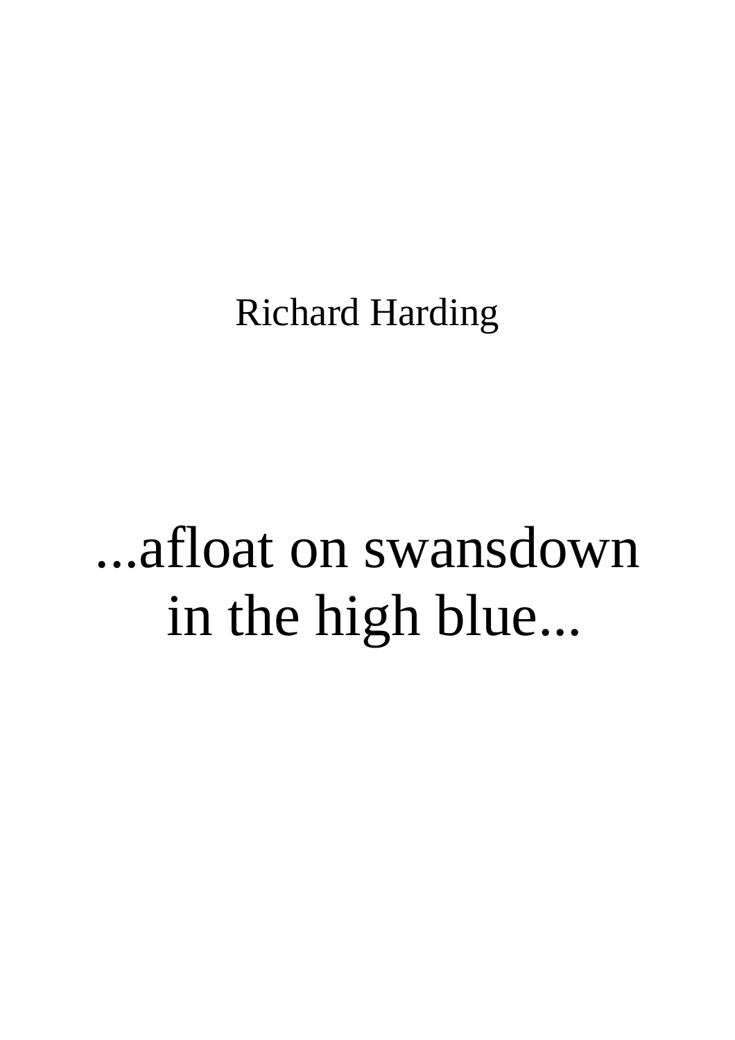Richard Harding

# ...afloat on swansdown in the high blue...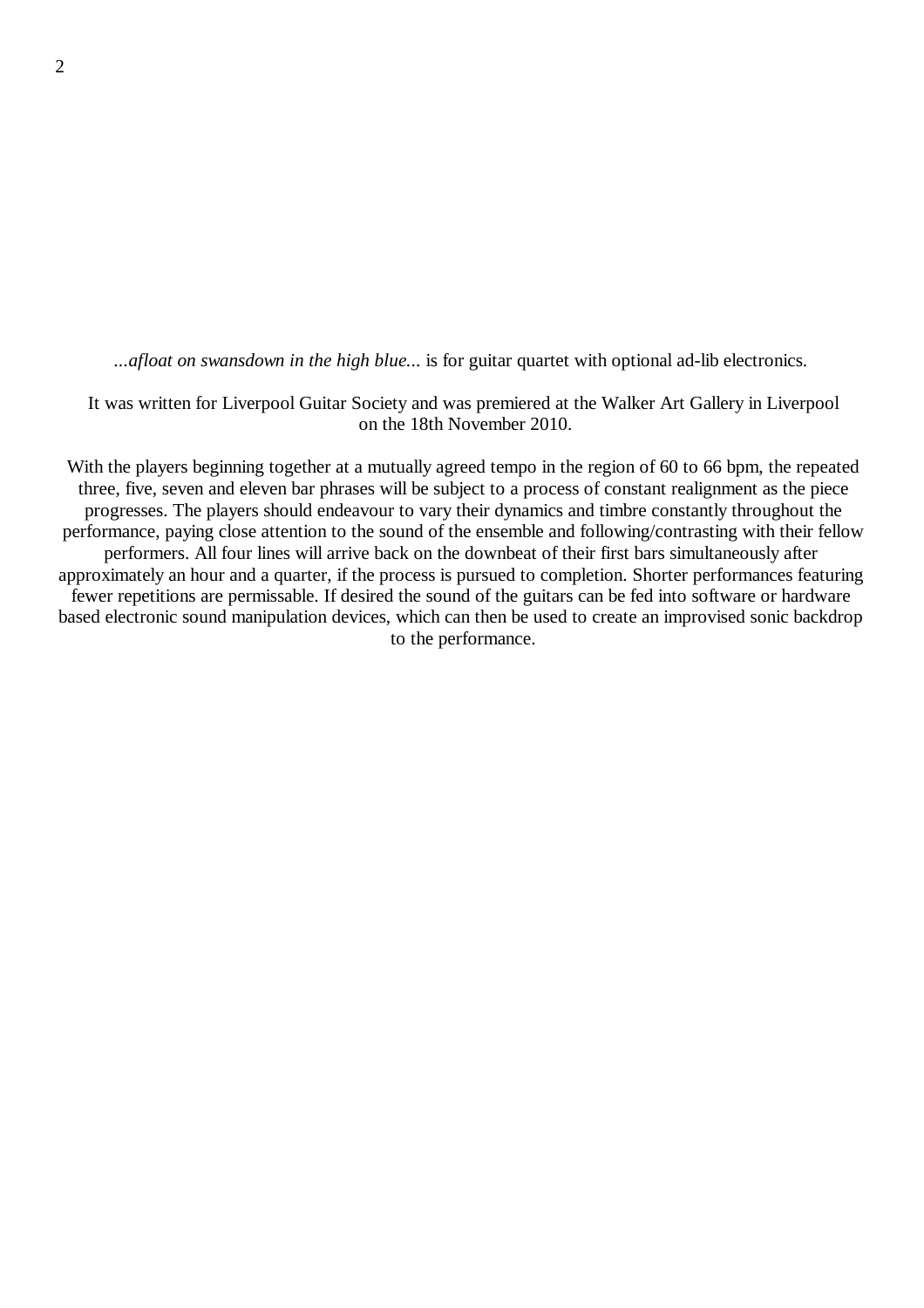*...afloat on swansdown in the high blue...* is for guitar quartet with optional ad-lib electronics.

It was written for Liverpool Guitar Society and was premiered at the Walker Art Gallery in Liverpool on the 18th November 2010.

With the players beginning together at a mutually agreed tempo in the region of 60 to 66 bpm, the repeated three, five, seven and eleven bar phrases will be subject to a process of constant realignment as the piece progresses. The players should endeavour to vary their dynamics and timbre constantly throughout the performance, paying close attention to the sound of the ensemble and following/contrasting with their fellow performers. All four lines will arrive back on the downbeat of their first bars simultaneously after approximately an hour and a quarter, if the process is pursued to completion. Shorter performances featuring fewer repetitions are permissable. If desired the sound of the guitars can be fed into software or hardware based electronic sound manipulation devices, which can then be used to create an improvised sonic backdrop to the performance.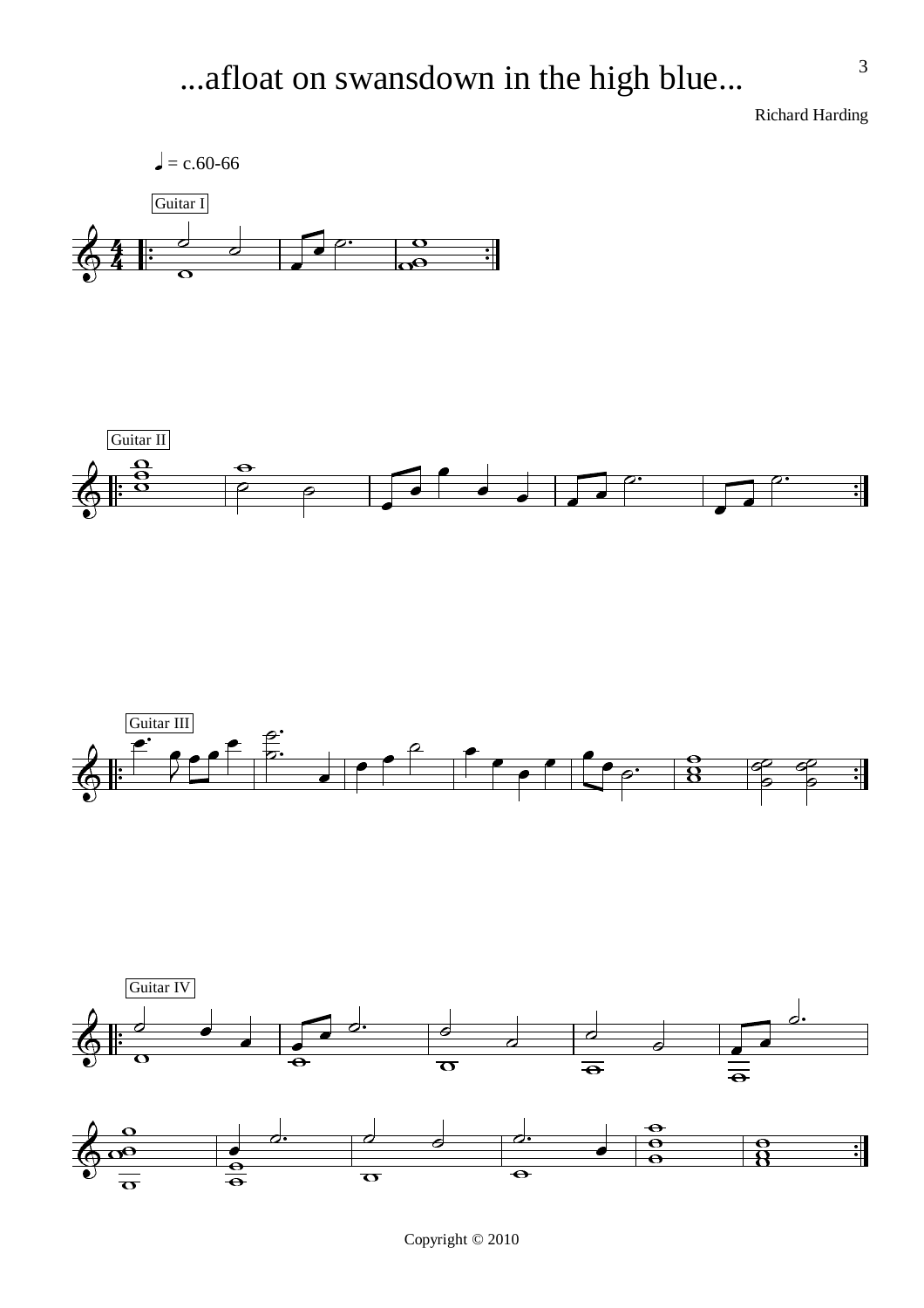# ...afloat on swansdown in the high blue...

Richard Harding

♩ = c.60-66

Guitar I

Guitar II

Guitar III

Guitar IV

Copyright © 2010